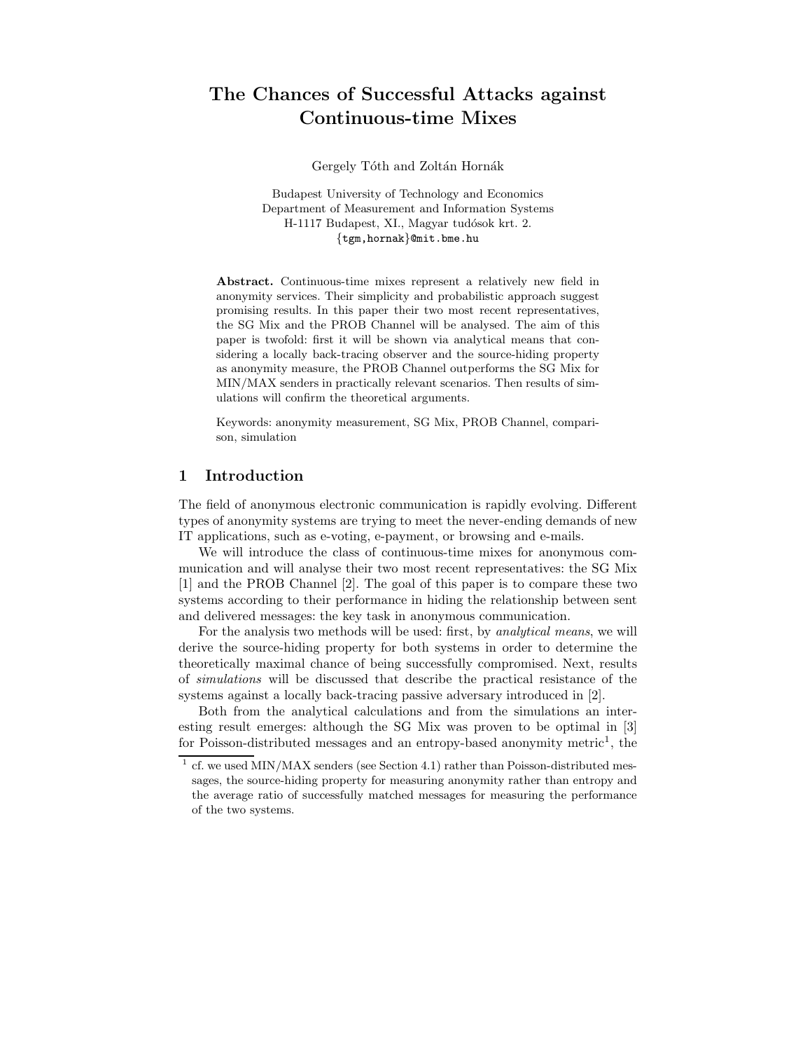# The Chances of Successful Attacks against Continuous-time Mixes

Gergely Tóth and Zoltán Hornák

Budapest University of Technology and Economics
Department of Measurement and Information Systems
H-1117 Budapest, XI., Magyar tudósok krt. 2.
{tgm,hornak}@mit.bme.hu

**Abstract.** Continuous-time mixes represent a relatively new field in anonymity services. Their simplicity and probabilistic approach suggest promising results. In this paper their two most recent representatives, the SG Mix and the PROB Channel will be analysed. The aim of this paper is twofold: first it will be shown via analytical means that considering a locally back-tracing observer and the source-hiding property as anonymity measure, the PROB Channel outperforms the SG Mix for MIN/MAX senders in practically relevant scenarios. Then results of simulations will confirm the theoretical arguments.

Keywords: anonymity measurement, SG Mix, PROB Channel, comparison, simulation

## 1 Introduction

The field of anonymous electronic communication is rapidly evolving. Different types of anonymity systems are trying to meet the never-ending demands of new IT applications, such as e-voting, e-payment, or browsing and e-mails.

We will introduce the class of continuous-time mixes for anonymous communication and will analyse their two most recent representatives: the SG Mix [1] and the PROB Channel [2]. The goal of this paper is to compare these two systems according to their performance in hiding the relationship between sent and delivered messages: the key task in anonymous communication.

For the analysis two methods will be used: first, by *analytical means*, we will derive the source-hiding property for both systems in order to determine the theoretically maximal chance of being successfully compromised. Next, results of *simulations* will be discussed that describe the practical resistance of the systems against a locally back-tracing passive adversary introduced in [2].

Both from the analytical calculations and from the simulations an interesting result emerges: although the SG Mix was proven to be optimal in [3] for Poisson-distributed messages and an entropy-based anonymity metric[1], the

[1] cf. we used MIN/MAX senders (see Section 4.1) rather than Poisson-distributed messages, the source-hiding property for measuring anonymity rather than entropy and the average ratio of successfully matched messages for measuring the performance of the two systems.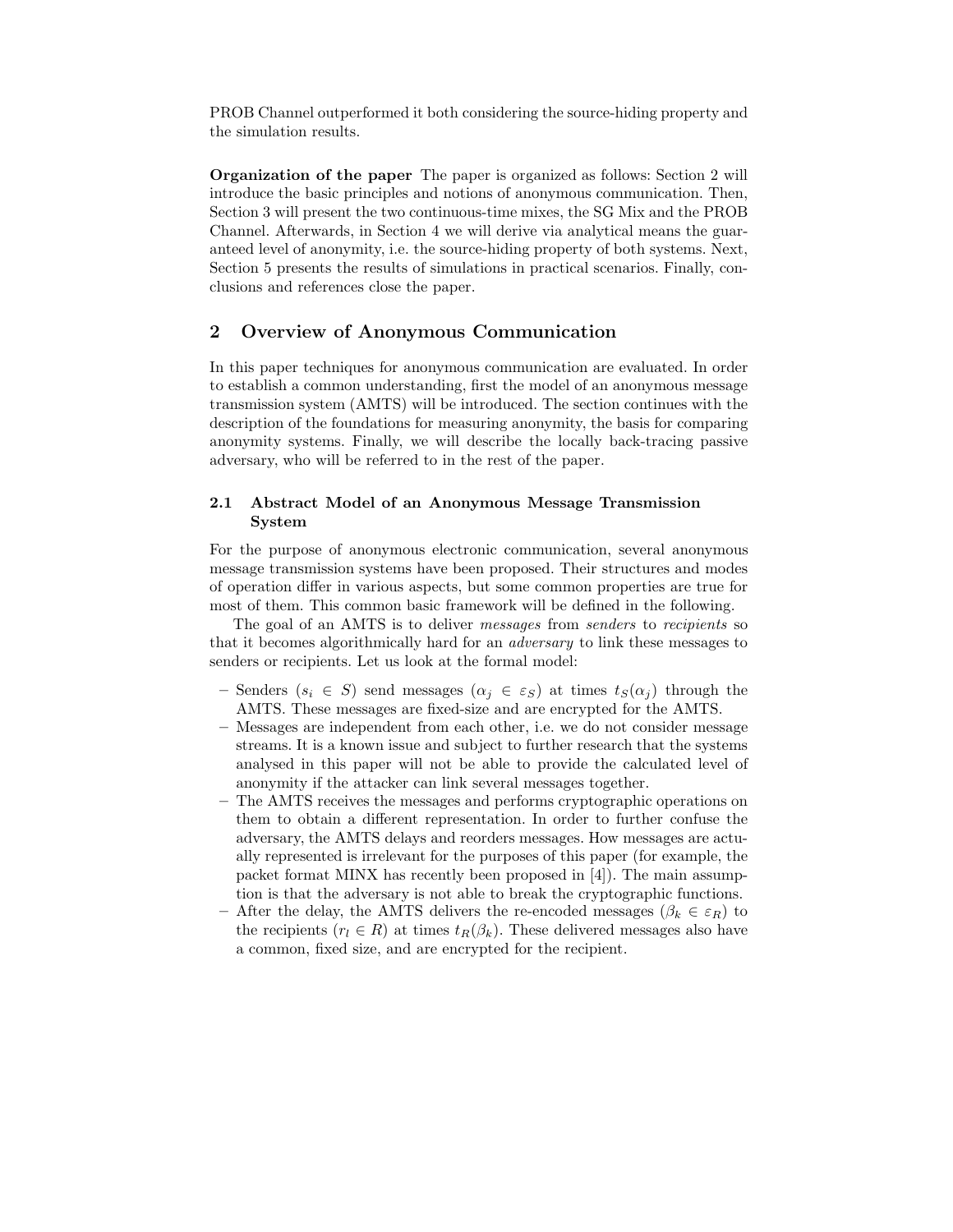PROB Channel outperformed it both considering the source-hiding property and the simulation results.

**Organization of the paper** The paper is organized as follows: Section 2 will introduce the basic principles and notions of anonymous communication. Then, Section 3 will present the two continuous-time mixes, the SG Mix and the PROB Channel. Afterwards, in Section 4 we will derive via analytical means the guaranteed level of anonymity, i.e. the source-hiding property of both systems. Next, Section 5 presents the results of simulations in practical scenarios. Finally, conclusions and references close the paper.

## 2 Overview of Anonymous Communication

In this paper techniques for anonymous communication are evaluated. In order to establish a common understanding, first the model of an anonymous message transmission system (AMTS) will be introduced. The section continues with the description of the foundations for measuring anonymity, the basis for comparing anonymity systems. Finally, we will describe the locally back-tracing passive adversary, who will be referred to in the rest of the paper.

### 2.1 Abstract Model of an Anonymous Message Transmission System

For the purpose of anonymous electronic communication, several anonymous message transmission systems have been proposed. Their structures and modes of operation differ in various aspects, but some common properties are true for most of them. This common basic framework will be defined in the following.

The goal of an AMTS is to deliver *messages* from *senders* to *recipients* so that it becomes algorithmically hard for an *adversary* to link these messages to senders or recipients. Let us look at the formal model:

- Senders ($s_i \in S$) send messages ($\alpha_j \in \varepsilon_S$) at times $t_S(\alpha_j)$ through the AMTS. These messages are fixed-size and are encrypted for the AMTS.
- Messages are independent from each other, i.e. we do not consider message streams. It is a known issue and subject to further research that the systems analysed in this paper will not be able to provide the calculated level of anonymity if the attacker can link several messages together.
- The AMTS receives the messages and performs cryptographic operations on them to obtain a different representation. In order to further confuse the adversary, the AMTS delays and reorders messages. How messages are actually represented is irrelevant for the purposes of this paper (for example, the packet format MINX has recently been proposed in [4]). The main assumption is that the adversary is not able to break the cryptographic functions.
- After the delay, the AMTS delivers the re-encoded messages ($\beta_k \in \varepsilon_R$) to the recipients ($r_l \in R$) at times $t_R(\beta_k)$. These delivered messages also have a common, fixed size, and are encrypted for the recipient.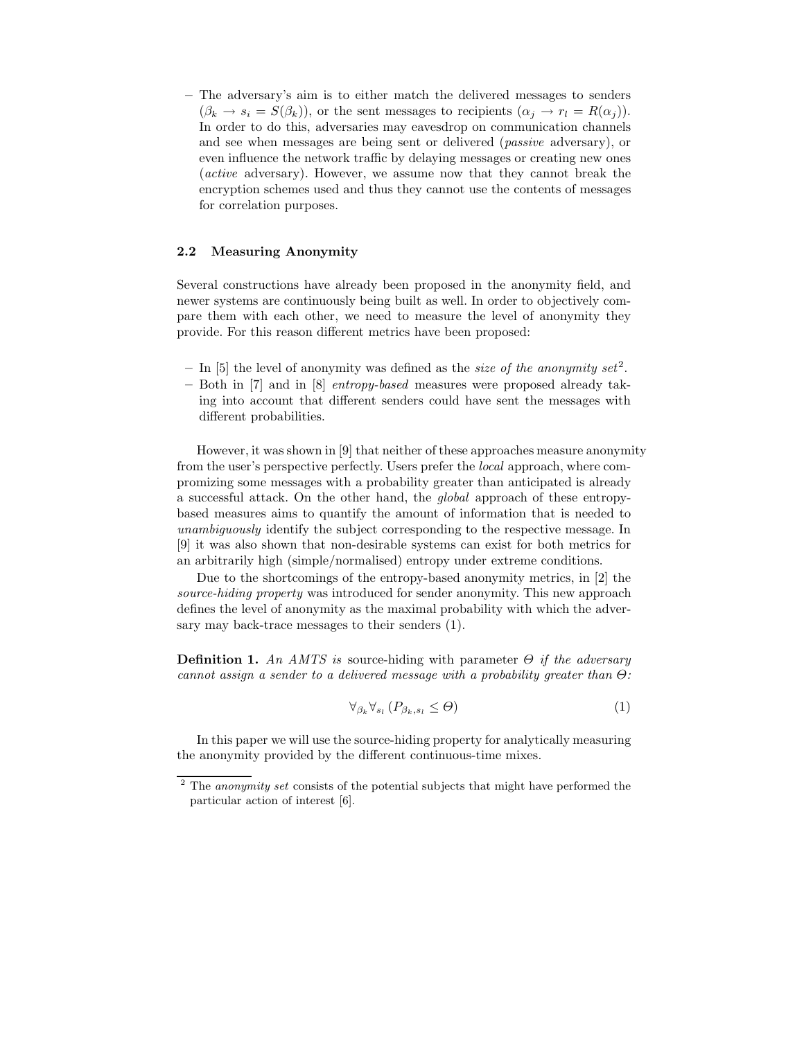- The adversary's aim is to either match the delivered messages to senders ($\beta_k \rightarrow s_i = S(\beta_k)$), or the sent messages to recipients ($\alpha_j \rightarrow r_l = R(\alpha_j)$). In order to do this, adversaries may eavesdrop on communication channels and see when messages are being sent or delivered (*passive* adversary), or even influence the network traffic by delaying messages or creating new ones (*active* adversary). However, we assume now that they cannot break the encryption schemes used and thus they cannot use the contents of messages for correlation purposes.

### 2.2 Measuring Anonymity

Several constructions have already been proposed in the anonymity field, and newer systems are continuously being built as well. In order to objectively compare them with each other, we need to measure the level of anonymity they provide. For this reason different metrics have been proposed:

- In [5] the level of anonymity was defined as the *size of the anonymity set*[2].
- Both in [7] and in [8] *entropy-based* measures were proposed already taking into account that different senders could have sent the messages with different probabilities.

However, it was shown in [9] that neither of these approaches measure anonymity from the user's perspective perfectly. Users prefer the *local* approach, where compromizing some messages with a probability greater than anticipated is already a successful attack. On the other hand, the *global* approach of these entropy-based measures aims to quantify the amount of information that is needed to *unambiguously* identify the subject corresponding to the respective message. In [9] it was also shown that non-desirable systems can exist for both metrics for an arbitrarily high (simple/normalised) entropy under extreme conditions.

Due to the shortcomings of the entropy-based anonymity metrics, in [2] the *source-hiding property* was introduced for sender anonymity. This new approach defines the level of anonymity as the maximal probability with which the adversary may back-trace messages to their senders (1).

**Definition 1.** *An AMTS is* source-hiding with parameter $\Theta$ *if the adversary cannot assign a sender to a delivered message with a probability greater than* $\Theta$*:*

$$\forall_{\beta_k} \forall_{s_l} \left( P_{\beta_k, s_l} \leq \Theta \right) \tag{1}$$

In this paper we will use the source-hiding property for analytically measuring the anonymity provided by the different continuous-time mixes.

[2] The *anonymity set* consists of the potential subjects that might have performed the particular action of interest [6].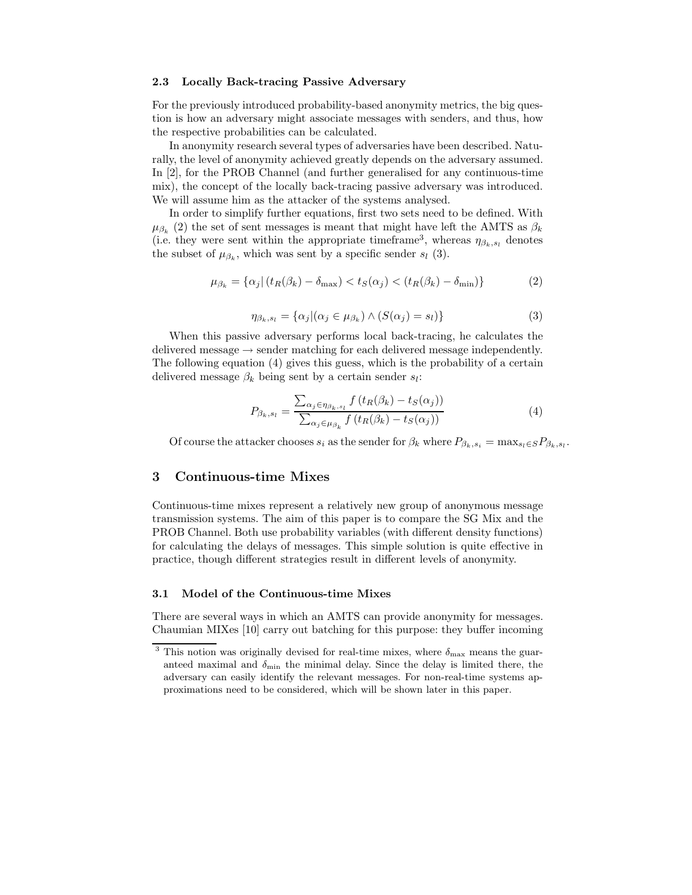### 2.3 Locally Back-tracing Passive Adversary

For the previously introduced probability-based anonymity metrics, the big question is how an adversary might associate messages with senders, and thus, how the respective probabilities can be calculated.

In anonymity research several types of adversaries have been described. Naturally, the level of anonymity achieved greatly depends on the adversary assumed. In [2], for the PROB Channel (and further generalised for any continuous-time mix), the concept of the locally back-tracing passive adversary was introduced. We will assume him as the attacker of the systems analysed.

In order to simplify further equations, first two sets need to be defined. With $\mu_{\beta_k}$ (2) the set of sent messages is meant that might have left the AMTS as $\beta_k$ (i.e. they were sent within the appropriate timeframe[3], whereas $\eta_{\beta_k,s_l}$ denotes the subset of $\mu_{\beta_k}$, which was sent by a specific sender $s_l$ (3).

$$\mu_{\beta_k} = \{\alpha_j | \left(t_R(\beta_k) - \delta_{\max}\right) < t_S(\alpha_j) < \left(t_R(\beta_k) - \delta_{\min}\right)\} \tag{2}$$

$$\eta_{\beta_k,s_l} = \{\alpha_j | (\alpha_j \in \mu_{\beta_k}) \wedge (S(\alpha_j) = s_l)\} \tag{3}$$

When this passive adversary performs local back-tracing, he calculates the delivered message $\rightarrow$ sender matching for each delivered message independently. The following equation (4) gives this guess, which is the probability of a certain delivered message $\beta_k$ being sent by a certain sender $s_l$:

$$P_{\beta_k,s_l} = \frac{\sum_{\alpha_j \in \eta_{\beta_k,s_l}} f\left(t_R(\beta_k) - t_S(\alpha_j)\right)}{\sum_{\alpha_j \in \mu_{\beta_k}} f\left(t_R(\beta_k) - t_S(\alpha_j)\right)} \tag{4}$$

Of course the attacker chooses $s_i$ as the sender for $\beta_k$ where $P_{\beta_k,s_i} = \max_{s_l \in S} P_{\beta_k,s_l}$.

## 3 Continuous-time Mixes

Continuous-time mixes represent a relatively new group of anonymous message transmission systems. The aim of this paper is to compare the SG Mix and the PROB Channel. Both use probability variables (with different density functions) for calculating the delays of messages. This simple solution is quite effective in practice, though different strategies result in different levels of anonymity.

### 3.1 Model of the Continuous-time Mixes

There are several ways in which an AMTS can provide anonymity for messages. Chaumian MIXes [10] carry out batching for this purpose: they buffer incoming

---

[3] This notion was originally devised for real-time mixes, where $\delta_{\max}$ means the guaranteed maximal and $\delta_{\min}$ the minimal delay. Since the delay is limited there, the adversary can easily identify the relevant messages. For non-real-time systems approximations need to be considered, which will be shown later in this paper.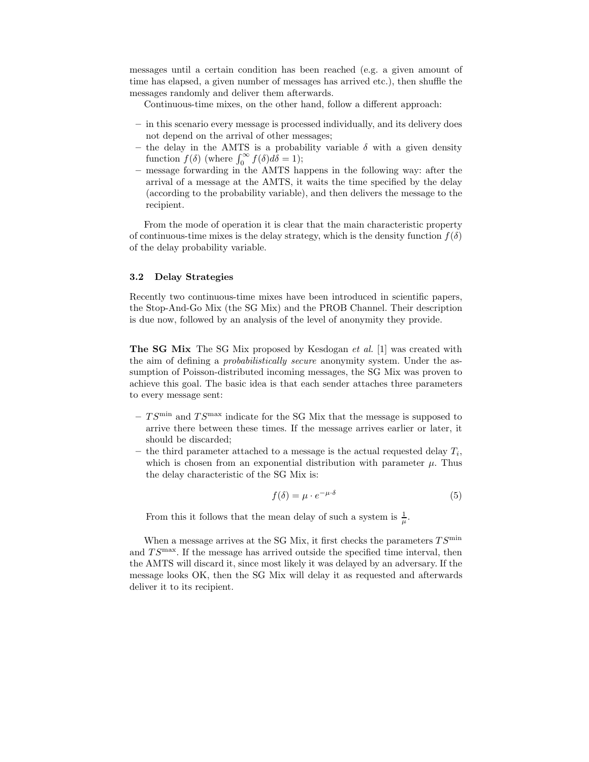messages until a certain condition has been reached (e.g. a given amount of time has elapsed, a given number of messages has arrived etc.), then shuffle the messages randomly and deliver them afterwards.

Continuous-time mixes, on the other hand, follow a different approach:

- in this scenario every message is processed individually, and its delivery does not depend on the arrival of other messages;
- the delay in the AMTS is a probability variable $\delta$ with a given density function $f(\delta)$ (where $\int_0^\infty f(\delta)d\delta = 1$);
- message forwarding in the AMTS happens in the following way: after the arrival of a message at the AMTS, it waits the time specified by the delay (according to the probability variable), and then delivers the message to the recipient.

From the mode of operation it is clear that the main characteristic property of continuous-time mixes is the delay strategy, which is the density function $f(\delta)$ of the delay probability variable.

### 3.2 Delay Strategies

Recently two continuous-time mixes have been introduced in scientific papers, the Stop-And-Go Mix (the SG Mix) and the PROB Channel. Their description is due now, followed by an analysis of the level of anonymity they provide.

**The SG Mix** The SG Mix proposed by Kesdogan *et al.* [1] was created with the aim of defining a *probabilistically secure* anonymity system. Under the assumption of Poisson-distributed incoming messages, the SG Mix was proven to achieve this goal. The basic idea is that each sender attaches three parameters to every message sent:

- $TS^{\min}$ and $TS^{\max}$ indicate for the SG Mix that the message is supposed to arrive there between these times. If the message arrives earlier or later, it should be discarded;
- the third parameter attached to a message is the actual requested delay $T_i$, which is chosen from an exponential distribution with parameter $\mu$. Thus the delay characteristic of the SG Mix is:

$$f(\delta) = \mu \cdot e^{-\mu \cdot \delta} \tag{5}$$

From this it follows that the mean delay of such a system is $\frac{1}{\mu}$.

When a message arrives at the SG Mix, it first checks the parameters $TS^{\min}$ and $TS^{\max}$. If the message has arrived outside the specified time interval, then the AMTS will discard it, since most likely it was delayed by an adversary. If the message looks OK, then the SG Mix will delay it as requested and afterwards deliver it to its recipient.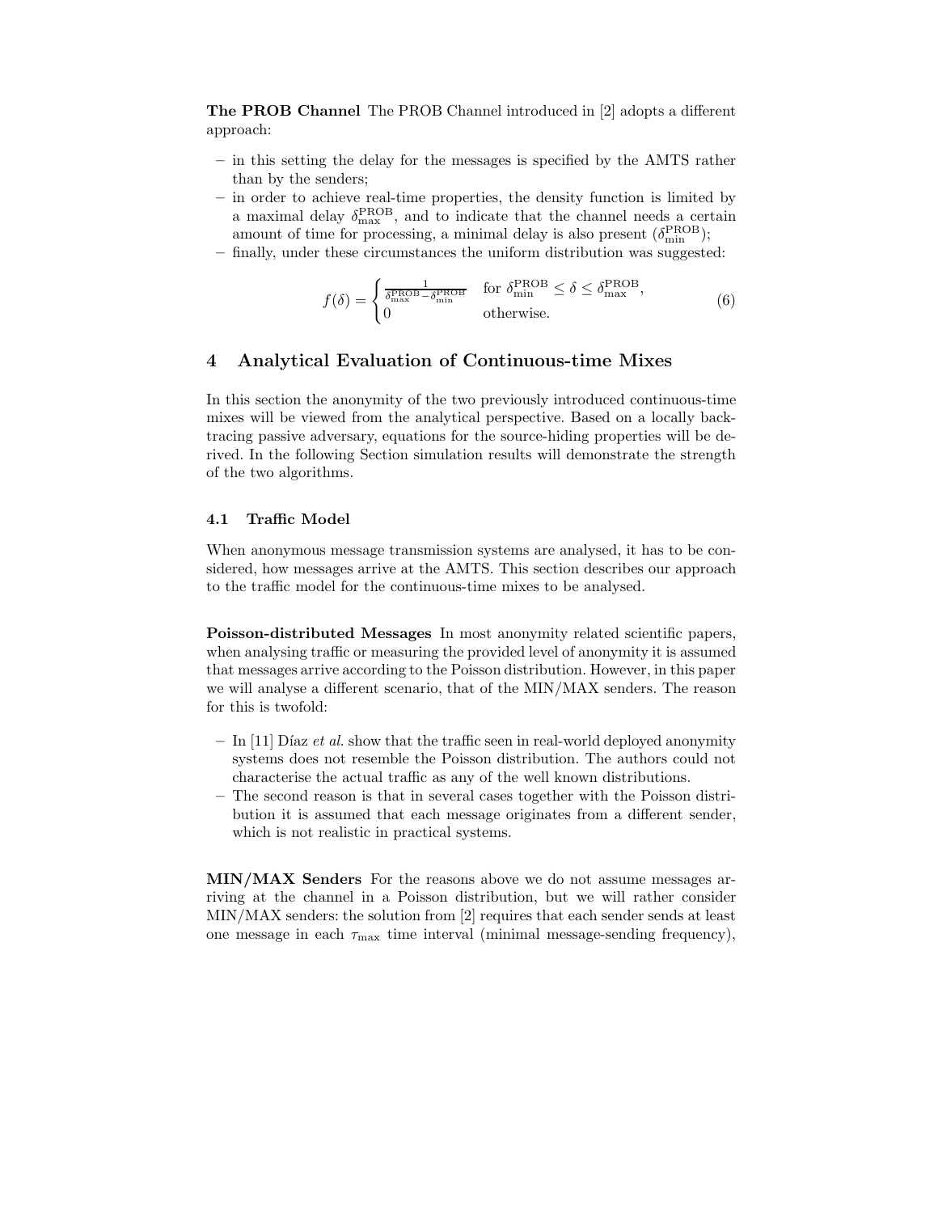**The PROB Channel** The PROB Channel introduced in [2] adopts a different approach:

- in this setting the delay for the messages is specified by the AMTS rather than by the senders;
- in order to achieve real-time properties, the density function is limited by a maximal delay $\delta_{\max}^{\text{PROB}}$, and to indicate that the channel needs a certain amount of time for processing, a minimal delay is also present ($\delta_{\min}^{\text{PROB}}$);
- finally, under these circumstances the uniform distribution was suggested:

$$f(\delta) = \begin{cases} \frac{1}{\delta_{\max}^{\text{PROB}} - \delta_{\min}^{\text{PROB}}} & \text{for } \delta_{\min}^{\text{PROB}} \leq \delta \leq \delta_{\max}^{\text{PROB}}, \\ 0 & \text{otherwise.} \end{cases} \tag{6}$$

## 4 Analytical Evaluation of Continuous-time Mixes

In this section the anonymity of the two previously introduced continuous-time mixes will be viewed from the analytical perspective. Based on a locally back-tracing passive adversary, equations for the source-hiding properties will be derived. In the following Section simulation results will demonstrate the strength of the two algorithms.

### 4.1 Traffic Model

When anonymous message transmission systems are analysed, it has to be considered, how messages arrive at the AMTS. This section describes our approach to the traffic model for the continuous-time mixes to be analysed.

**Poisson-distributed Messages** In most anonymity related scientific papers, when analysing traffic or measuring the provided level of anonymity it is assumed that messages arrive according to the Poisson distribution. However, in this paper we will analyse a different scenario, that of the MIN/MAX senders. The reason for this is twofold:

- In [11] Díaz *et al.* show that the traffic seen in real-world deployed anonymity systems does not resemble the Poisson distribution. The authors could not characterise the actual traffic as any of the well known distributions.
- The second reason is that in several cases together with the Poisson distribution it is assumed that each message originates from a different sender, which is not realistic in practical systems.

**MIN/MAX Senders** For the reasons above we do not assume messages arriving at the channel in a Poisson distribution, but we will rather consider MIN/MAX senders: the solution from [2] requires that each sender sends at least one message in each $\tau_{\max}$ time interval (minimal message-sending frequency),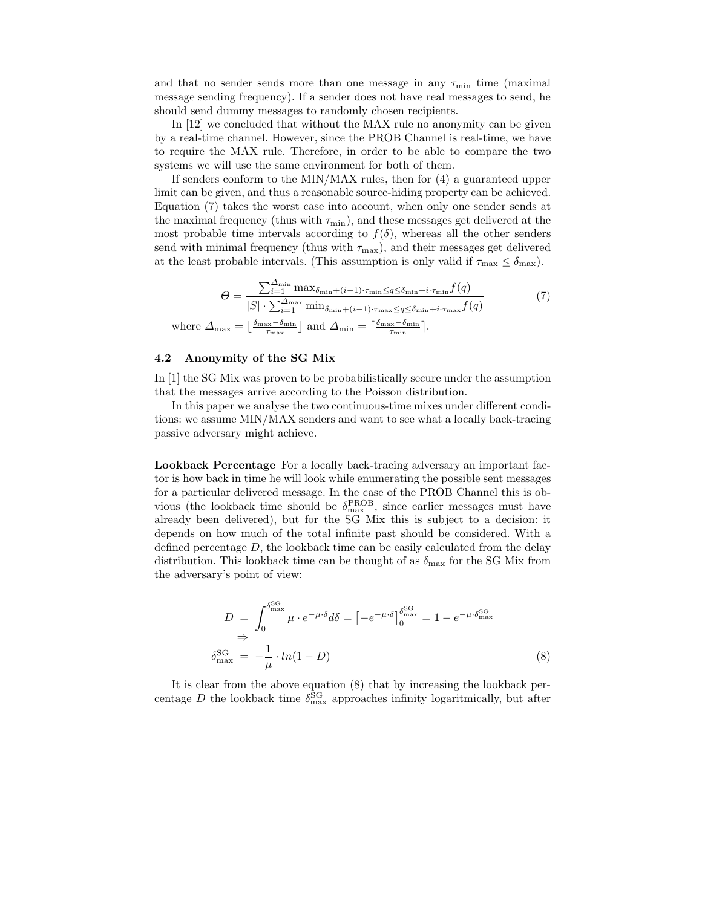and that no sender sends more than one message in any $\tau_{\min}$ time (maximal message sending frequency). If a sender does not have real messages to send, he should send dummy messages to randomly chosen recipients.

In [12] we concluded that without the MAX rule no anonymity can be given by a real-time channel. However, since the PROB Channel is real-time, we have to require the MAX rule. Therefore, in order to be able to compare the two systems we will use the same environment for both of them.

If senders conform to the MIN/MAX rules, then for (4) a guaranteed upper limit can be given, and thus a reasonable source-hiding property can be achieved. Equation (7) takes the worst case into account, when only one sender sends at the maximal frequency (thus with $\tau_{\min}$), and these messages get delivered at the most probable time intervals according to $f(\delta)$, whereas all the other senders send with minimal frequency (thus with $\tau_{\max}$), and their messages get delivered at the least probable intervals. (This assumption is only valid if $\tau_{\max} \leq \delta_{\max}$).

$$\Theta = \frac{\sum_{i=1}^{\Delta_{\min}} \max_{\delta_{\min}+(i-1)\cdot\tau_{\min} \leq q \leq \delta_{\min}+i\cdot\tau_{\min}} f(q)}{|S| \cdot \sum_{i=1}^{\Delta_{\max}} \min_{\delta_{\min}+(i-1)\cdot\tau_{\max} \leq q \leq \delta_{\min}+i\cdot\tau_{\max}} f(q)} \tag{7}$$

where $\Delta_{\max} = \lfloor \frac{\delta_{\max}-\delta_{\min}}{\tau_{\max}} \rfloor$ and $\Delta_{\min} = \lceil \frac{\delta_{\max}-\delta_{\min}}{\tau_{\min}} \rceil$.

### 4.2 Anonymity of the SG Mix

In [1] the SG Mix was proven to be probabilistically secure under the assumption that the messages arrive according to the Poisson distribution.

In this paper we analyse the two continuous-time mixes under different conditions: we assume MIN/MAX senders and want to see what a locally back-tracing passive adversary might achieve.

**Lookback Percentage** For a locally back-tracing adversary an important factor is how back in time he will look while enumerating the possible sent messages for a particular delivered message. In the case of the PROB Channel this is obvious (the lookback time should be $\delta_{\max}^{\text{PROB}}$, since earlier messages must have already been delivered), but for the SG Mix this is subject to a decision: it depends on how much of the total infinite past should be considered. With a defined percentage $D$, the lookback time can be easily calculated from the delay distribution. This lookback time can be thought of as $\delta_{\max}$ for the SG Mix from the adversary's point of view:

$$\begin{aligned} D &= \int_0^{\delta_{\max}^{\text{SG}}} \mu \cdot e^{-\mu\cdot\delta} d\delta = \left[-e^{-\mu\cdot\delta}\right]_0^{\delta_{\max}^{\text{SG}}} = 1 - e^{-\mu\cdot\delta_{\max}^{\text{SG}}} \\ &\Rightarrow \\ \delta_{\max}^{\text{SG}} &= -\frac{1}{\mu} \cdot ln(1-D) \end{aligned} \tag{8}$$

It is clear from the above equation (8) that by increasing the lookback percentage $D$ the lookback time $\delta_{\max}^{\text{SG}}$ approaches infinity logaritmically, but after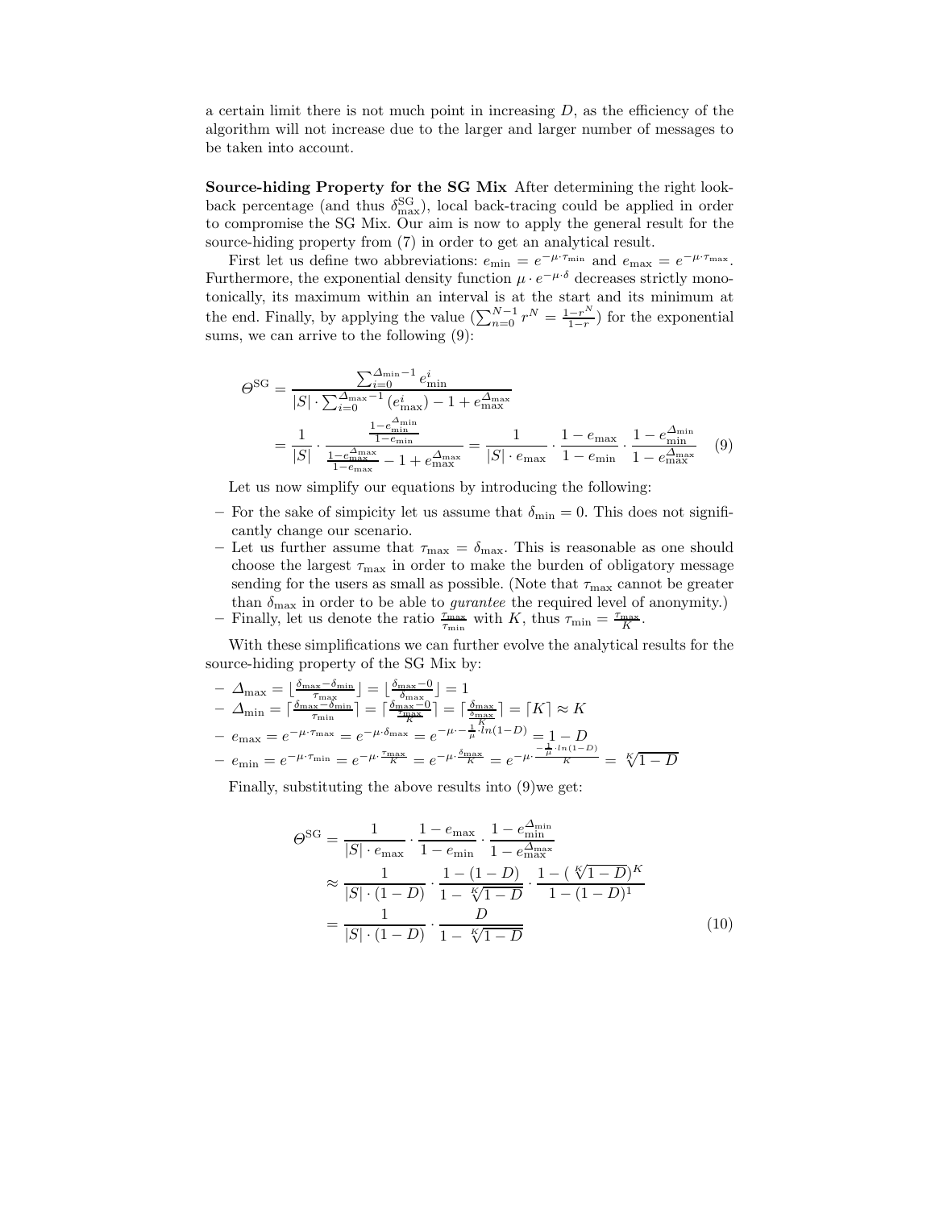a certain limit there is not much point in increasing $D$, as the efficiency of the algorithm will not increase due to the larger and larger number of messages to be taken into account.

**Source-hiding Property for the SG Mix** After determining the right look-back percentage (and thus $\delta_{\max}^{\mathrm{SG}}$), local back-tracing could be applied in order to compromise the SG Mix. Our aim is now to apply the general result for the source-hiding property from (7) in order to get an analytical result.

First let us define two abbreviations: $e_{\min} = e^{-\mu\cdot\tau_{\min}}$ and $e_{\max} = e^{-\mu\cdot\tau_{\max}}$. Furthermore, the exponential density function $\mu \cdot e^{-\mu\cdot\delta}$ decreases strictly monotonically, its maximum within an interval is at the start and its minimum at the end. Finally, by applying the value ($\sum_{n=0}^{N-1} r^N = \frac{1-r^N}{1-r}$) for the exponential sums, we can arrive to the following (9):

$$
\begin{aligned}
\Theta^{\mathrm{SG}} &= \frac{\sum_{i=0}^{\Delta_{\min}-1} e_{\min}^{i}}{|S| \cdot \sum_{i=0}^{\Delta_{\max}-1}(e_{\max}^{i}) - 1 + e_{\max}^{\Delta_{\max}}} \\
&= \frac{1}{|S|} \cdot \frac{\frac{1-e_{\min}^{\Delta_{\min}}}{1-e_{\min}}}{\frac{1-e_{\max}^{\Delta_{\max}}}{1-e_{\max}} - 1 + e_{\max}^{\Delta_{\max}}} = \frac{1}{|S| \cdot e_{\max}} \cdot \frac{1-e_{\max}}{1-e_{\min}} \cdot \frac{1-e_{\min}^{\Delta_{\min}}}{1-e_{\max}^{\Delta_{\max}}} \quad (9)
\end{aligned}
$$

Let us now simplify our equations by introducing the following:

- For the sake of simpicity let us assume that $\delta_{\min} = 0$. This does not significantly change our scenario.
- Let us further assume that $\tau_{\max} = \delta_{\max}$. This is reasonable as one should choose the largest $\tau_{\max}$ in order to make the burden of obligatory message sending for the users as small as possible. (Note that $\tau_{\max}$ cannot be greater than $\delta_{\max}$ in order to be able to *gurantee* the required level of anonymity.)
- Finally, let us denote the ratio $\frac{\tau_{\max}}{\tau_{\min}}$ with $K$, thus $\tau_{\min} = \frac{\tau_{\max}}{K}$.

With these simplifications we can further evolve the analytical results for the source-hiding property of the SG Mix by:

- $\Delta_{\max} = \lfloor \frac{\delta_{\max}-\delta_{\min}}{\tau_{\max}} \rfloor = \lfloor \frac{\delta_{\max}-0}{\delta_{\max}} \rfloor = 1$
- $\Delta_{\min} = \lceil \frac{\delta_{\max}-\delta_{\min}}{\tau_{\min}} \rceil = \lceil \frac{\delta_{\max}-0}{\frac{\tau_{\max}}{K}} \rceil = \lceil \frac{\delta_{\max}}{\frac{\delta_{\max}}{K}} \rceil = \lceil K \rceil \approx K$
- $e_{\max} = e^{-\mu\cdot\tau_{\max}} = e^{-\mu\cdot\delta_{\max}} = e^{-\mu\cdot -\frac{1}{\mu}\cdot ln(1-D)} = 1 - D$
- $e_{\min} = e^{-\mu\cdot\tau_{\min}} = e^{-\mu\cdot\frac{\tau_{\max}}{K}} = e^{-\mu\cdot\frac{\delta_{\max}}{K}} = e^{-\mu\cdot\frac{-\frac{1}{\mu}\cdot ln(1-D)}{K}} = \sqrt[K]{1-D}$

Finally, substituting the above results into (9)we get:

$$
\begin{aligned}
\Theta^{\mathrm{SG}} &= \frac{1}{|S| \cdot e_{\max}} \cdot \frac{1-e_{\max}}{1-e_{\min}} \cdot \frac{1-e_{\min}^{\Delta_{\min}}}{1-e_{\max}^{\Delta_{\max}}} \\
&\approx \frac{1}{|S| \cdot (1-D)} \cdot \frac{1-(1-D)}{1-\sqrt[K]{1-D}} \cdot \frac{1-(\sqrt[K]{1-D})^K}{1-(1-D)^1} \\
&= \frac{1}{|S| \cdot (1-D)} \cdot \frac{D}{1-\sqrt[K]{1-D}} \qquad (10)
\end{aligned}
$$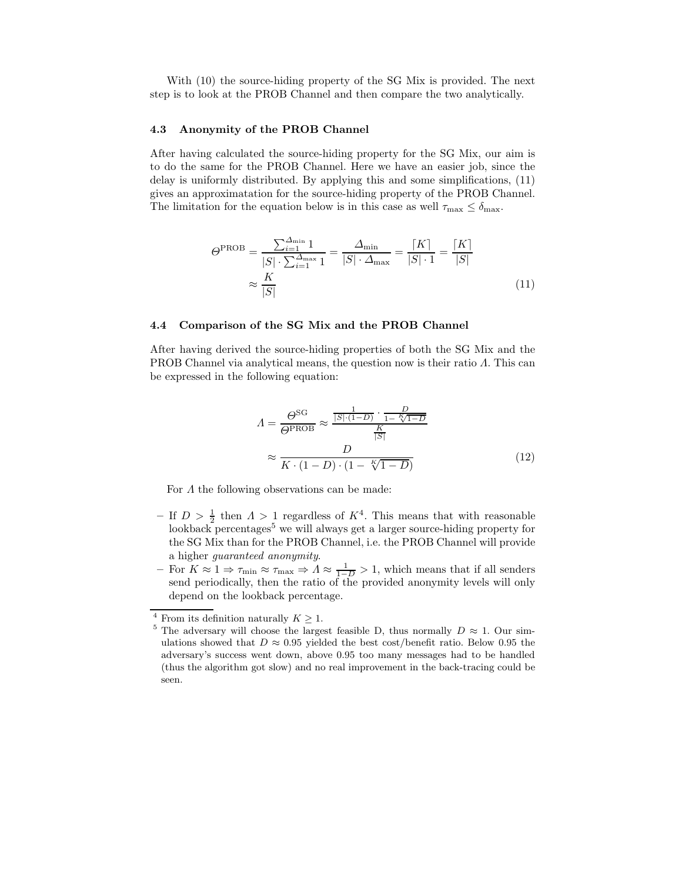With (10) the source-hiding property of the SG Mix is provided. The next step is to look at the PROB Channel and then compare the two analytically.

### 4.3 Anonymity of the PROB Channel

After having calculated the source-hiding property for the SG Mix, our aim is to do the same for the PROB Channel. Here we have an easier job, since the delay is uniformly distributed. By applying this and some simplifications, (11) gives an approximatation for the source-hiding property of the PROB Channel. The limitation for the equation below is in this case as well $\tau_{\max} \leq \delta_{\max}$.

$$
\begin{aligned}
\Theta^{\text{PROB}} &= \frac{\sum_{i=1}^{\Delta_{\min}} 1}{|S| \cdot \sum_{i=1}^{\Delta_{\max}} 1} = \frac{\Delta_{\min}}{|S| \cdot \Delta_{\max}} = \frac{\lceil K \rceil}{|S| \cdot 1} = \frac{\lceil K \rceil}{|S|} \\
&\approx \frac{K}{|S|}
\end{aligned}
\tag{11}
$$

### 4.4 Comparison of the SG Mix and the PROB Channel

After having derived the source-hiding properties of both the SG Mix and the PROB Channel via analytical means, the question now is their ratio $\Lambda$. This can be expressed in the following equation:

$$
\begin{aligned}
\Lambda = \frac{\Theta^{\text{SG}}}{\Theta^{\text{PROB}}} &\approx \frac{\frac{1}{|S| \cdot (1-D)} \cdot \frac{D}{1 - \sqrt[K]{1-D}}}{\frac{K}{|S|}} \\
&\approx \frac{D}{K \cdot (1-D) \cdot (1 - \sqrt[K]{1-D})}
\end{aligned}
\tag{12}
$$

For $\Lambda$ the following observations can be made:

- If $D > \frac{1}{2}$ then $\Lambda > 1$ regardless of $K$[4]. This means that with reasonable lookback percentages[5] we will always get a larger source-hiding property for the SG Mix than for the PROB Channel, i.e. the PROB Channel will provide a higher *guaranteed anonymity*.
- For $K \approx 1 \Rightarrow \tau_{\min} \approx \tau_{\max} \Rightarrow \Lambda \approx \frac{1}{1-D} > 1$, which means that if all senders send periodically, then the ratio of the provided anonymity levels will only depend on the lookback percentage.

---

[4] From its definition naturally $K \geq 1$.

[5] The adversary will choose the largest feasible D, thus normally $D \approx 1$. Our simulations showed that $D \approx 0.95$ yielded the best cost/benefit ratio. Below 0.95 the adversary's success went down, above 0.95 too many messages had to be handled (thus the algorithm got slow) and no real improvement in the back-tracing could be seen.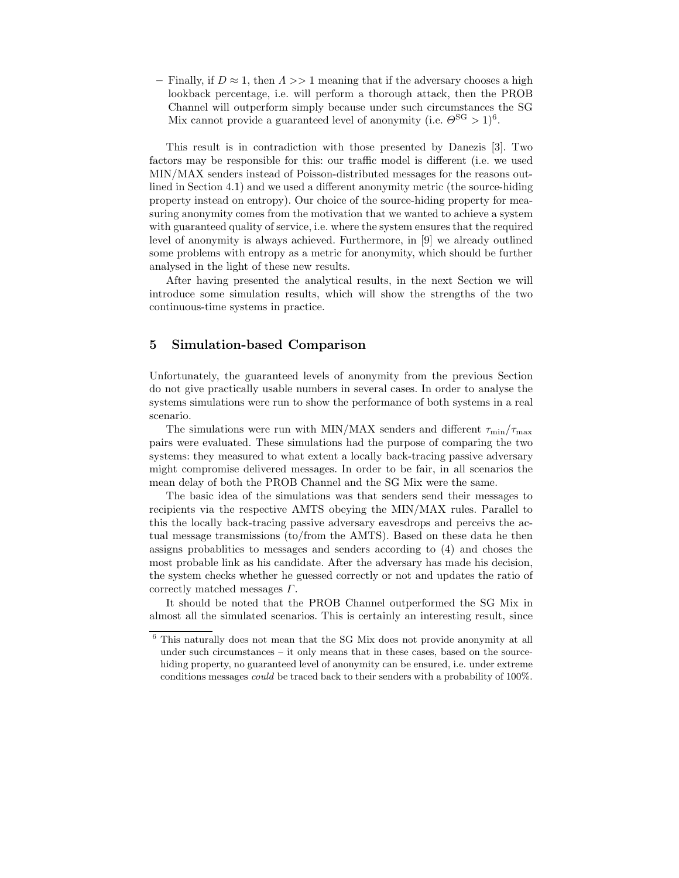– Finally, if $D \approx 1$, then $\Lambda >> 1$ meaning that if the adversary chooses a high lookback percentage, i.e. will perform a thorough attack, then the PROB Channel will outperform simply because under such circumstances the SG Mix cannot provide a guaranteed level of anonymity (i.e. $\Theta^{\mathrm{SG}} > 1$)[6].

This result is in contradiction with those presented by Danezis [3]. Two factors may be responsible for this: our traffic model is different (i.e. we used MIN/MAX senders instead of Poisson-distributed messages for the reasons outlined in Section 4.1) and we used a different anonymity metric (the source-hiding property instead on entropy). Our choice of the source-hiding property for measuring anonymity comes from the motivation that we wanted to achieve a system with guaranteed quality of service, i.e. where the system ensures that the required level of anonymity is always achieved. Furthermore, in [9] we already outlined some problems with entropy as a metric for anonymity, which should be further analysed in the light of these new results.

After having presented the analytical results, in the next Section we will introduce some simulation results, which will show the strengths of the two continuous-time systems in practice.

## 5 Simulation-based Comparison

Unfortunately, the guaranteed levels of anonymity from the previous Section do not give practically usable numbers in several cases. In order to analyse the systems simulations were run to show the performance of both systems in a real scenario.

The simulations were run with MIN/MAX senders and different $\tau_{\min}/\tau_{\max}$ pairs were evaluated. These simulations had the purpose of comparing the two systems: they measured to what extent a locally back-tracing passive adversary might compromise delivered messages. In order to be fair, in all scenarios the mean delay of both the PROB Channel and the SG Mix were the same.

The basic idea of the simulations was that senders send their messages to recipients via the respective AMTS obeying the MIN/MAX rules. Parallel to this the locally back-tracing passive adversary eavesdrops and perceivs the actual message transmissions (to/from the AMTS). Based on these data he then assigns probablities to messages and senders according to (4) and choses the most probable link as his candidate. After the adversary has made his decision, the system checks whether he guessed correctly or not and updates the ratio of correctly matched messages $\Gamma$.

It should be noted that the PROB Channel outperformed the SG Mix in almost all the simulated scenarios. This is certainly an interesting result, since

[6] This naturally does not mean that the SG Mix does not provide anonymity at all under such circumstances – it only means that in these cases, based on the source-hiding property, no guaranteed level of anonymity can be ensured, i.e. under extreme conditions messages *could* be traced back to their senders with a probability of 100%.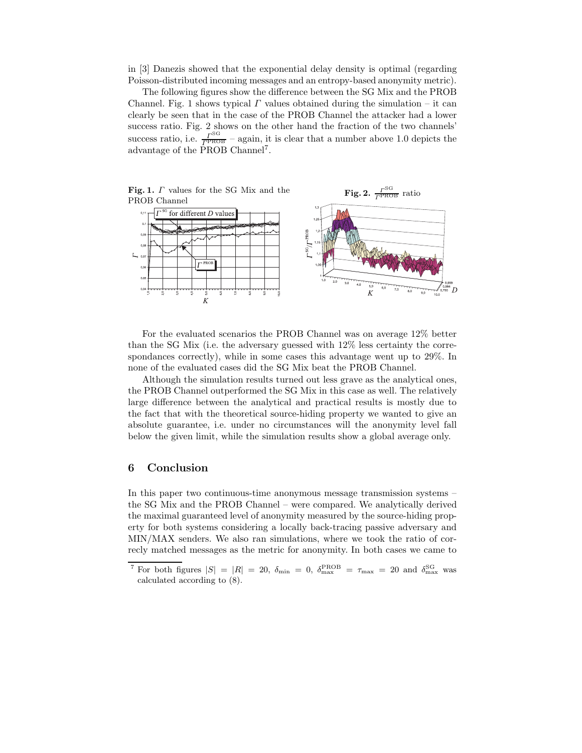in [3] Danezis showed that the exponential delay density is optimal (regarding Poisson-distributed incoming messages and an entropy-based anonymity metric).

The following figures show the difference between the SG Mix and the PROB Channel. Fig. 1 shows typical $\Gamma$ values obtained during the simulation – it can clearly be seen that in the case of the PROB Channel the attacker had a lower success ratio. Fig. 2 shows on the other hand the fraction of the two channels' success ratio, i.e. $\frac{\Gamma^{\mathrm{SG}}}{\Gamma^{\mathrm{PROB}}}$ – again, it is clear that a number above 1.0 depicts the advantage of the PROB Channel[7].

**Fig. 1.** $\Gamma$ values for the SG Mix and the PROB Channel

**Fig. 2.** $\frac{\Gamma^{\mathrm{SG}}}{\Gamma^{\mathrm{PROB}}}$ ratio

For the evaluated scenarios the PROB Channel was on average 12% better than the SG Mix (i.e. the adversary guessed with 12% less certainty the correspondances correctly), while in some cases this advantage went up to 29%. In none of the evaluated cases did the SG Mix beat the PROB Channel.

Although the simulation results turned out less grave as the analytical ones, the PROB Channel outperformed the SG Mix in this case as well. The relatively large difference between the analytical and practical results is mostly due to the fact that with the theoretical source-hiding property we wanted to give an absolute guarantee, i.e. under no circumstances will the anonymity level fall below the given limit, while the simulation results show a global average only.

## 6 Conclusion

In this paper two continuous-time anonymous message transmission systems – the SG Mix and the PROB Channel – were compared. We analytically derived the maximal guaranteed level of anonymity measured by the source-hiding property for both systems considering a locally back-tracing passive adversary and MIN/MAX senders. We also ran simulations, where we took the ratio of correcly matched messages as the metric for anonymity. In both cases we came to

[7] For both figures $|S| = |R| = 20$, $\delta_{\min} = 0$, $\delta_{\max}^{\mathrm{PROB}} = \tau_{\max} = 20$ and $\delta_{\max}^{\mathrm{SG}}$ was calculated according to (8).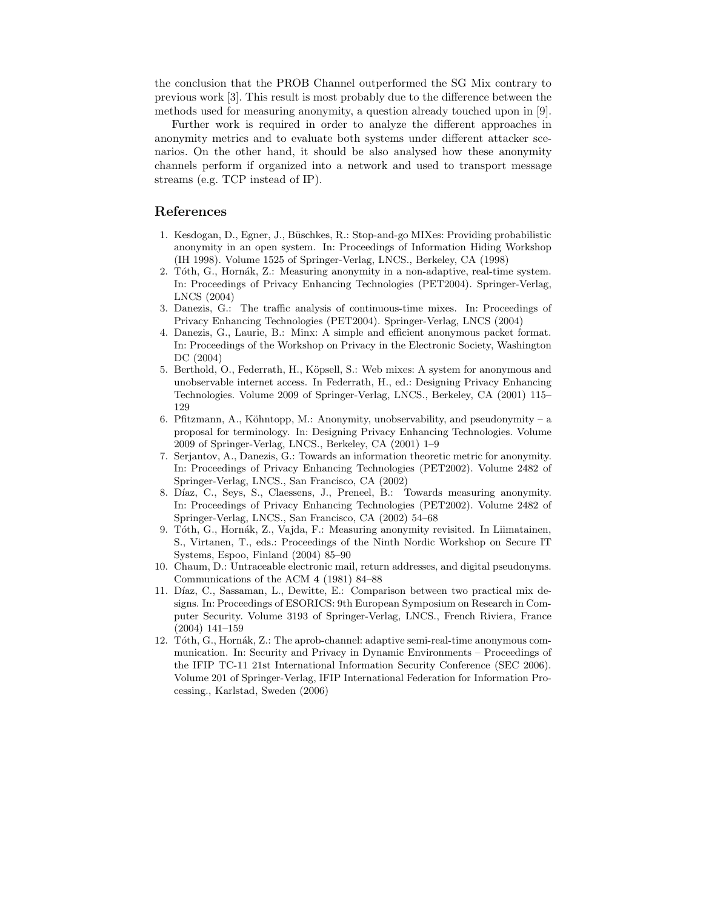the conclusion that the PROB Channel outperformed the SG Mix contrary to previous work [3]. This result is most probably due to the difference between the methods used for measuring anonymity, a question already touched upon in [9].

Further work is required in order to analyze the different approaches in anonymity metrics and to evaluate both systems under different attacker scenarios. On the other hand, it should be also analysed how these anonymity channels perform if organized into a network and used to transport message streams (e.g. TCP instead of IP).

## References

1. Kesdogan, D., Egner, J., Büschkes, R.: Stop-and-go MIXes: Providing probabilistic anonymity in an open system. In: Proceedings of Information Hiding Workshop (IH 1998). Volume 1525 of Springer-Verlag, LNCS., Berkeley, CA (1998)
2. Tóth, G., Hornák, Z.: Measuring anonymity in a non-adaptive, real-time system. In: Proceedings of Privacy Enhancing Technologies (PET2004). Springer-Verlag, LNCS (2004)
3. Danezis, G.: The traffic analysis of continuous-time mixes. In: Proceedings of Privacy Enhancing Technologies (PET2004). Springer-Verlag, LNCS (2004)
4. Danezis, G., Laurie, B.: Minx: A simple and efficient anonymous packet format. In: Proceedings of the Workshop on Privacy in the Electronic Society, Washington DC (2004)
5. Berthold, O., Federrath, H., Köpsell, S.: Web mixes: A system for anonymous and unobservable internet access. In Federrath, H., ed.: Designing Privacy Enhancing Technologies. Volume 2009 of Springer-Verlag, LNCS., Berkeley, CA (2001) 115–129
6. Pfitzmann, A., Köhntopp, M.: Anonymity, unobservability, and pseudonymity – a proposal for terminology. In: Designing Privacy Enhancing Technologies. Volume 2009 of Springer-Verlag, LNCS., Berkeley, CA (2001) 1–9
7. Serjantov, A., Danezis, G.: Towards an information theoretic metric for anonymity. In: Proceedings of Privacy Enhancing Technologies (PET2002). Volume 2482 of Springer-Verlag, LNCS., San Francisco, CA (2002)
8. Díaz, C., Seys, S., Claessens, J., Preneel, B.: Towards measuring anonymity. In: Proceedings of Privacy Enhancing Technologies (PET2002). Volume 2482 of Springer-Verlag, LNCS., San Francisco, CA (2002) 54–68
9. Tóth, G., Hornák, Z., Vajda, F.: Measuring anonymity revisited. In Liimatainen, S., Virtanen, T., eds.: Proceedings of the Ninth Nordic Workshop on Secure IT Systems, Espoo, Finland (2004) 85–90
10. Chaum, D.: Untraceable electronic mail, return addresses, and digital pseudonyms. Communications of the ACM **4** (1981) 84–88
11. Díaz, C., Sassaman, L., Dewitte, E.: Comparison between two practical mix designs. In: Proceedings of ESORICS: 9th European Symposium on Research in Computer Security. Volume 3193 of Springer-Verlag, LNCS., French Riviera, France (2004) 141–159
12. Tóth, G., Hornák, Z.: The aprob-channel: adaptive semi-real-time anonymous communication. In: Security and Privacy in Dynamic Environments – Proceedings of the IFIP TC-11 21st International Information Security Conference (SEC 2006). Volume 201 of Springer-Verlag, IFIP International Federation for Information Processing., Karlstad, Sweden (2006)